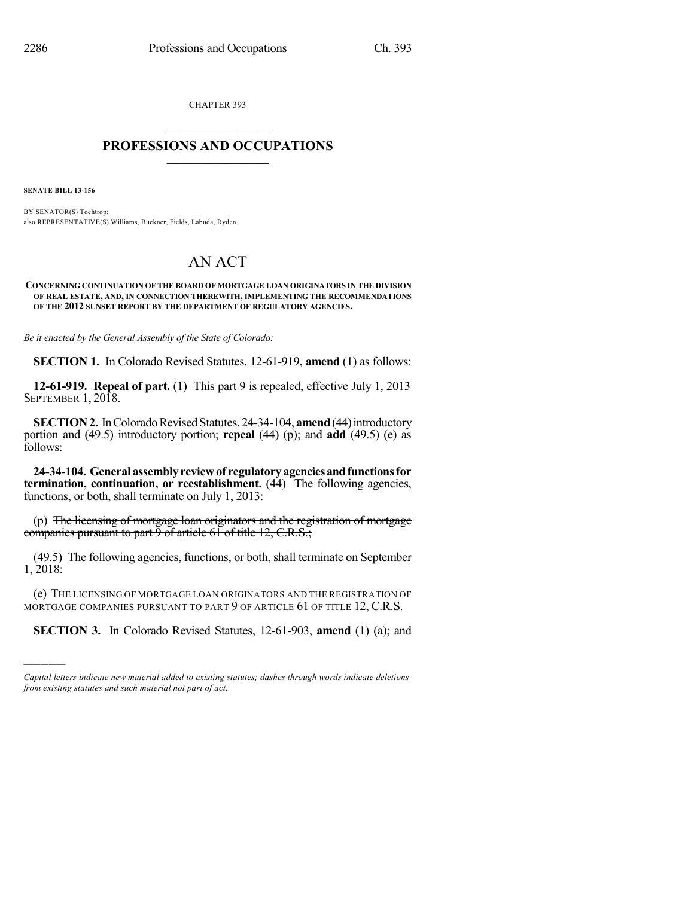CHAPTER 393

# PROFESSIONS AND OCCUPATIONS

**SENATE BILL 13-156**

BY SENATOR(S) Tochtrop;
also REPRESENTATIVE(S) Williams, Buckner, Fields, Labuda, Ryden.

# AN ACT

**CONCERNING CONTINUATION OF THE BOARD OF MORTGAGE LOAN ORIGINATORS IN THE DIVISION OF REAL ESTATE, AND, IN CONNECTION THEREWITH, IMPLEMENTING THE RECOMMENDATIONS OF THE 2012 SUNSET REPORT BY THE DEPARTMENT OF REGULATORY AGENCIES.**

*Be it enacted by the General Assembly of the State of Colorado:*

**SECTION 1.** In Colorado Revised Statutes, 12-61-919, **amend** (1) as follows:

**12-61-919. Repeal of part.** (1) This part 9 is repealed, effective ~~July 1, 2013~~ SEPTEMBER 1, 2018.

**SECTION 2.** In Colorado Revised Statutes, 24-34-104, **amend** (44) introductory portion and (49.5) introductory portion; **repeal** (44) (p); and **add** (49.5) (e) as follows:

**24-34-104. General assembly review of regulatory agencies and functions for termination, continuation, or reestablishment.** (44) The following agencies, functions, or both, ~~shall~~ terminate on July 1, 2013:

(p) ~~The licensing of mortgage loan originators and the registration of mortgage companies pursuant to part 9 of article 61 of title 12, C.R.S.;~~

(49.5) The following agencies, functions, or both, ~~shall~~ terminate on September 1, 2018:

(e) THE LICENSING OF MORTGAGE LOAN ORIGINATORS AND THE REGISTRATION OF MORTGAGE COMPANIES PURSUANT TO PART 9 OF ARTICLE 61 OF TITLE 12, C.R.S.

**SECTION 3.** In Colorado Revised Statutes, 12-61-903, **amend** (1) (a); and

---

*Capital letters indicate new material added to existing statutes; dashes through words indicate deletions from existing statutes and such material not part of act.*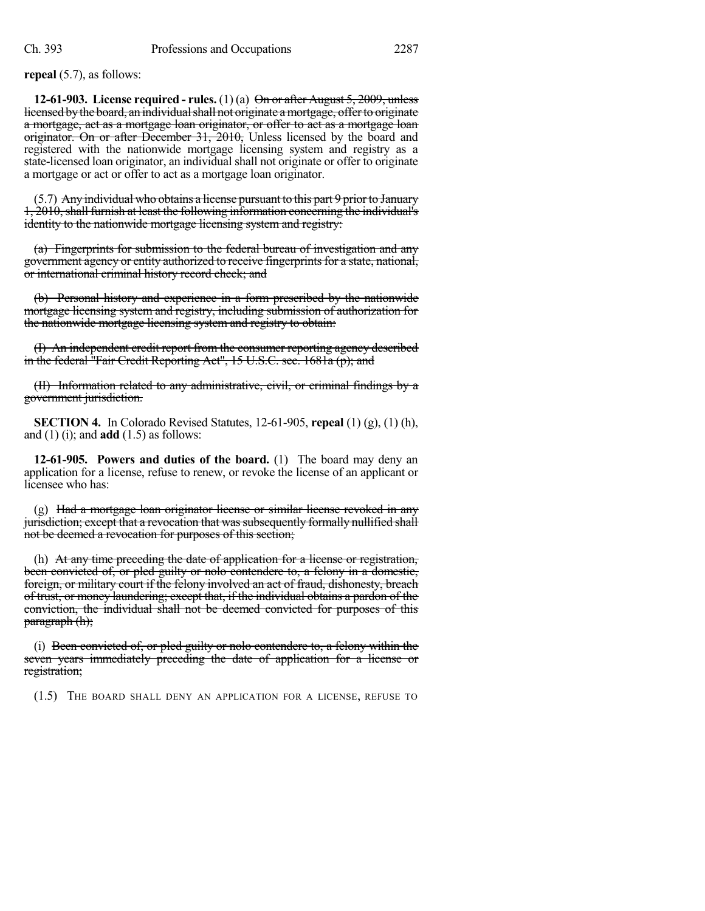**repeal** (5.7), as follows:

**12-61-903. License required - rules.** (1) (a) ~~On or after August 5, 2009, unless licensed by the board, an individual shall not originate a mortgage, offer to originate a mortgage, act as a mortgage loan originator, or offer to act as a mortgage loan originator. On or after December 31, 2010,~~ Unless licensed by the board and registered with the nationwide mortgage licensing system and registry as a state-licensed loan originator, an individual shall not originate or offer to originate a mortgage or act or offer to act as a mortgage loan originator.

(5.7) ~~Any individual who obtains a license pursuant to this part 9 prior to January 1, 2010, shall furnish at least the following information concerning the individual's identity to the nationwide mortgage licensing system and registry:~~

~~(a) Fingerprints for submission to the federal bureau of investigation and any government agency or entity authorized to receive fingerprints for a state, national, or international criminal history record check; and~~

~~(b) Personal history and experience in a form prescribed by the nationwide mortgage licensing system and registry, including submission of authorization for the nationwide mortgage licensing system and registry to obtain:~~

~~(I) An independent credit report from the consumer reporting agency described in the federal "Fair Credit Reporting Act", 15 U.S.C. sec. 1681a (p); and~~

~~(II) Information related to any administrative, civil, or criminal findings by a government jurisdiction.~~

**SECTION 4.** In Colorado Revised Statutes, 12-61-905, **repeal** (1) (g), (1) (h), and (1) (i); and **add** (1.5) as follows:

**12-61-905. Powers and duties of the board.** (1) The board may deny an application for a license, refuse to renew, or revoke the license of an applicant or licensee who has:

(g) ~~Had a mortgage loan originator license or similar license revoked in any jurisdiction; except that a revocation that was subsequently formally nullified shall not be deemed a revocation for purposes of this section;~~

(h) ~~At any time preceding the date of application for a license or registration, been convicted of, or pled guilty or nolo contendere to, a felony in a domestic, foreign, or military court if the felony involved an act of fraud, dishonesty, breach of trust, or money laundering; except that, if the individual obtains a pardon of the conviction, the individual shall not be deemed convicted for purposes of this paragraph (h);~~

(i) ~~Been convicted of, or pled guilty or nolo contendere to, a felony within the seven years immediately preceding the date of application for a license or registration;~~

(1.5) THE BOARD SHALL DENY AN APPLICATION FOR A LICENSE, REFUSE TO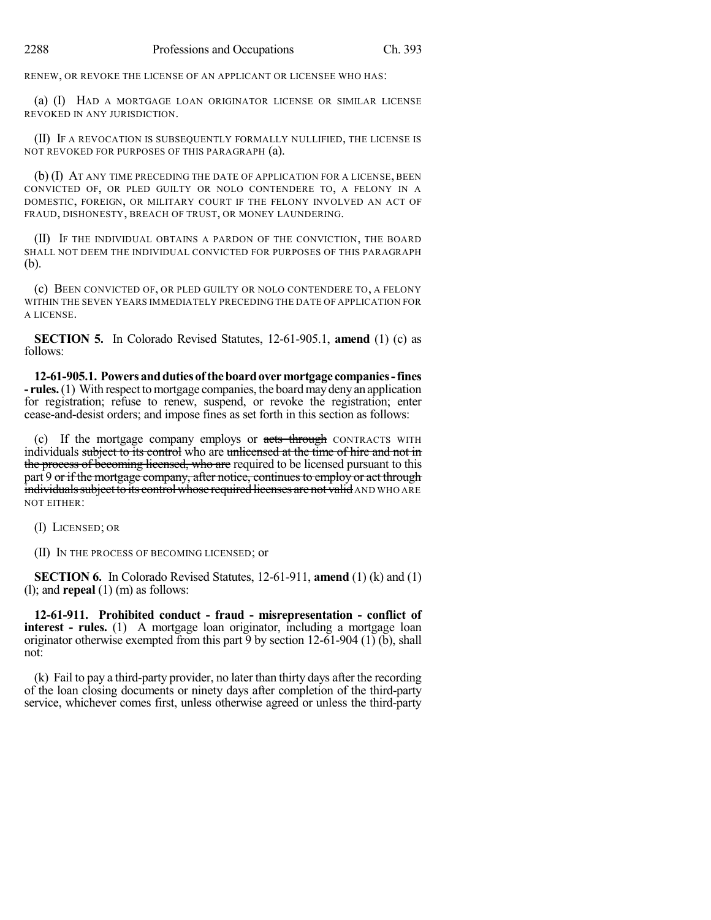RENEW, OR REVOKE THE LICENSE OF AN APPLICANT OR LICENSEE WHO HAS:

(a) (I) HAD A MORTGAGE LOAN ORIGINATOR LICENSE OR SIMILAR LICENSE REVOKED IN ANY JURISDICTION.

(II) IF A REVOCATION IS SUBSEQUENTLY FORMALLY NULLIFIED, THE LICENSE IS NOT REVOKED FOR PURPOSES OF THIS PARAGRAPH (a).

(b) (I) AT ANY TIME PRECEDING THE DATE OF APPLICATION FOR A LICENSE, BEEN CONVICTED OF, OR PLED GUILTY OR NOLO CONTENDERE TO, A FELONY IN A DOMESTIC, FOREIGN, OR MILITARY COURT IF THE FELONY INVOLVED AN ACT OF FRAUD, DISHONESTY, BREACH OF TRUST, OR MONEY LAUNDERING.

(II) IF THE INDIVIDUAL OBTAINS A PARDON OF THE CONVICTION, THE BOARD SHALL NOT DEEM THE INDIVIDUAL CONVICTED FOR PURPOSES OF THIS PARAGRAPH (b).

(c) BEEN CONVICTED OF, OR PLED GUILTY OR NOLO CONTENDERE TO, A FELONY WITHIN THE SEVEN YEARS IMMEDIATELY PRECEDING THE DATE OF APPLICATION FOR A LICENSE.

**SECTION 5.** In Colorado Revised Statutes, 12-61-905.1, **amend** (1) (c) as follows:

**12-61-905.1. Powers and duties of the board over mortgage companies - fines - rules.** (1) With respect to mortgage companies, the board may deny an application for registration; refuse to renew, suspend, or revoke the registration; enter cease-and-desist orders; and impose fines as set forth in this section as follows:

(c) If the mortgage company employs or ~~acts through~~ CONTRACTS WITH individuals ~~subject to its control~~ who are ~~unlicensed at the time of hire and not in the process of becoming licensed, who are~~ required to be licensed pursuant to this part 9 ~~or if the mortgage company, after notice, continues to employ or act through individuals subject to its control whose required licenses are not valid~~ AND WHO ARE NOT EITHER:

(I) LICENSED; OR

(II) IN THE PROCESS OF BECOMING LICENSED; or

**SECTION 6.** In Colorado Revised Statutes, 12-61-911, **amend** (1) (k) and (1) (l); and **repeal** (1) (m) as follows:

**12-61-911. Prohibited conduct - fraud - misrepresentation - conflict of interest - rules.** (1) A mortgage loan originator, including a mortgage loan originator otherwise exempted from this part 9 by section 12-61-904 (1) (b), shall not:

(k) Fail to pay a third-party provider, no later than thirty days after the recording of the loan closing documents or ninety days after completion of the third-party service, whichever comes first, unless otherwise agreed or unless the third-party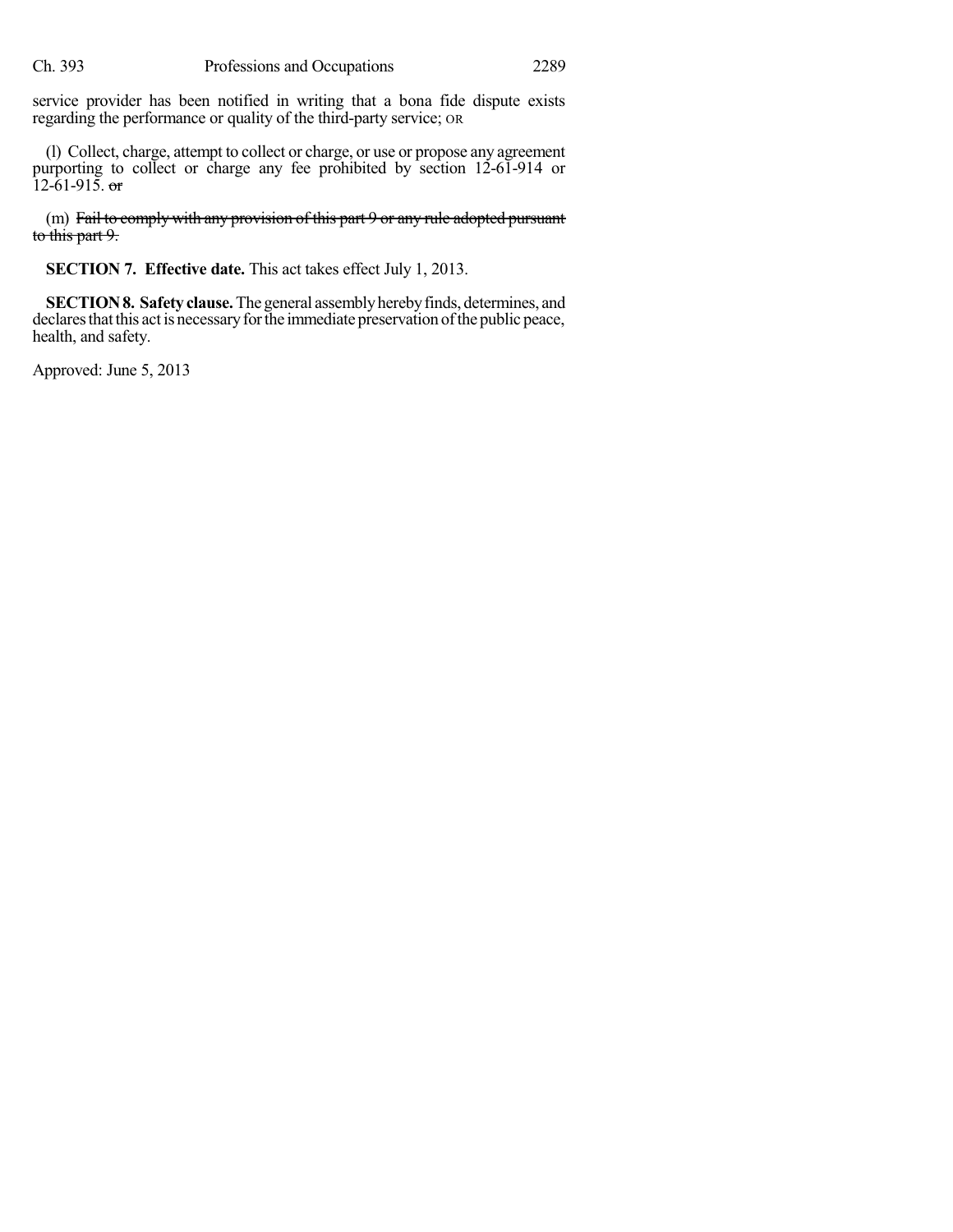service provider has been notified in writing that a bona fide dispute exists regarding the performance or quality of the third-party service; OR

(l) Collect, charge, attempt to collect or charge, or use or propose any agreement purporting to collect or charge any fee prohibited by section 12-61-914 or 12-61-915. ~~or~~

(m) ~~Fail to comply with any provision of this part 9 or any rule adopted pursuant to this part 9.~~

**SECTION 7. Effective date.** This act takes effect July 1, 2013.

**SECTION 8. Safety clause.** The general assembly hereby finds, determines, and declares that this act is necessary for the immediate preservation of the public peace, health, and safety.

Approved: June 5, 2013